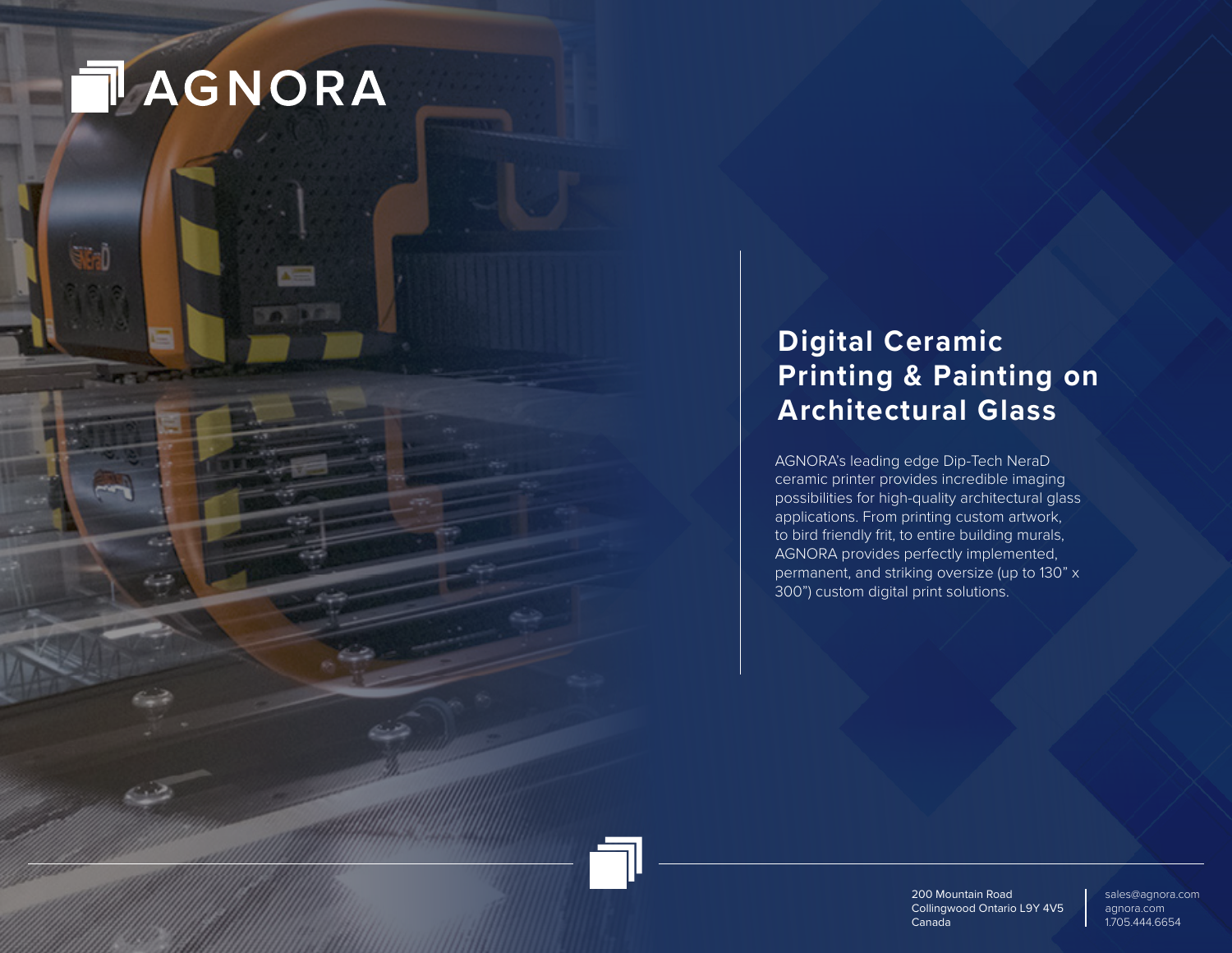# AGNORA

## Digital Ceramic Printing & Painting on Architectural Glass

AGNORA's leading edge Dip-Tech NeraD ceramic printer provides incredible imaging possibilities for high-quality architectural glass applications. From printing custom artwork, to bird friendly frit, to entire building murals, AGNORA provides perfectly implemented, permanent, and striking oversize (up to 130" x 300") custom digital print solutions.

200 Mountain Road
Collingwood Ontario L9Y 4V5
Canada

sales@agnora.com
agnora.com
1.705.444.6654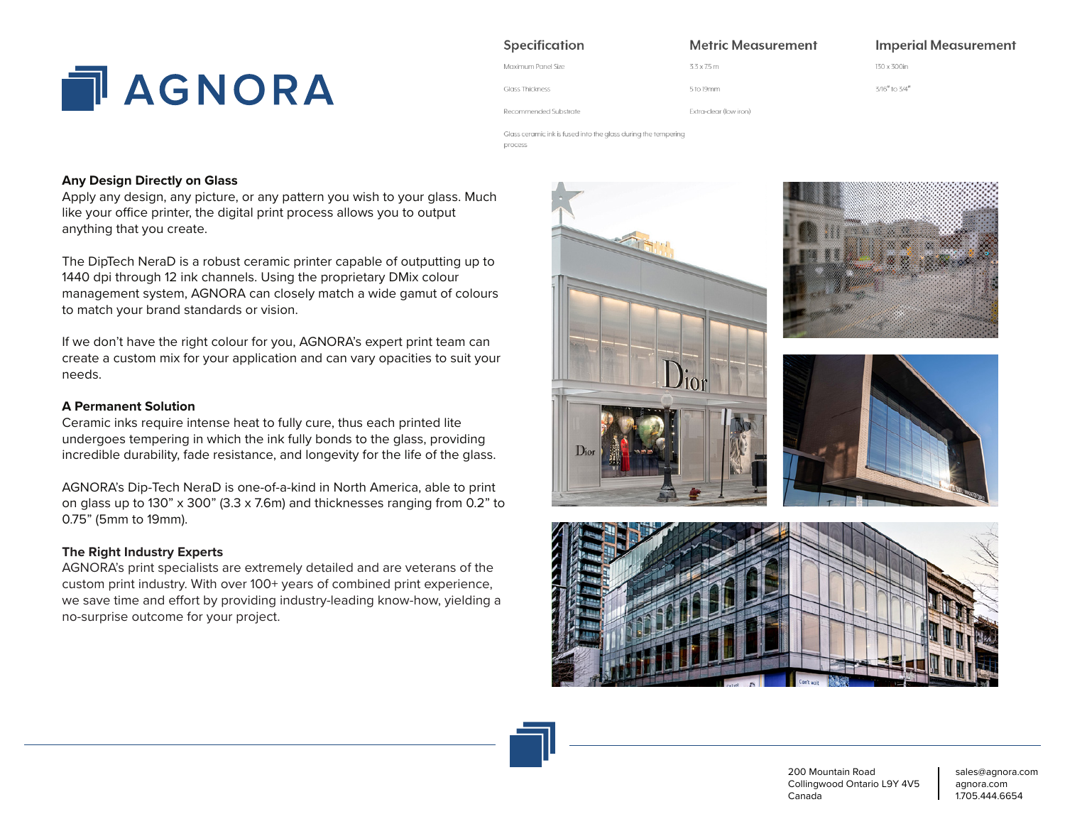# AGNORA

| Specification | Metric Measurement | Imperial Measurement |
|---|---|---|
| Maximum Panel Size | 3.3 x 7.5 m | 130 x 300in |
| Glass Thickness | 5 to 19mm | 3/16" to 3/4" |
| Recommended Substrate | Extra-clear (low iron) | |
| Glass ceramic ink is fused into the glass during the tempering process | | |

**Any Design Directly on Glass**
Apply any design, any picture, or any pattern you wish to your glass. Much like your office printer, the digital print process allows you to output anything that you create.

The DipTech NeraD is a robust ceramic printer capable of outputting up to 1440 dpi through 12 ink channels. Using the proprietary DMix colour management system, AGNORA can closely match a wide gamut of colours to match your brand standards or vision.

If we don't have the right colour for you, AGNORA's expert print team can create a custom mix for your application and can vary opacities to suit your needs.

**A Permanent Solution**
Ceramic inks require intense heat to fully cure, thus each printed lite undergoes tempering in which the ink fully bonds to the glass, providing incredible durability, fade resistance, and longevity for the life of the glass.

AGNORA's Dip-Tech NeraD is one-of-a-kind in North America, able to print on glass up to 130" x 300" (3.3 x 7.6m) and thicknesses ranging from 0.2" to 0.75" (5mm to 19mm).

**The Right Industry Experts**
AGNORA's print specialists are extremely detailed and are veterans of the custom print industry. With over 100+ years of combined print experience, we save time and effort by providing industry-leading know-how, yielding a no-surprise outcome for your project.

200 Mountain Road
Collingwood Ontario L9Y 4V5
Canada

sales@agnora.com
agnora.com
1.705.444.6654